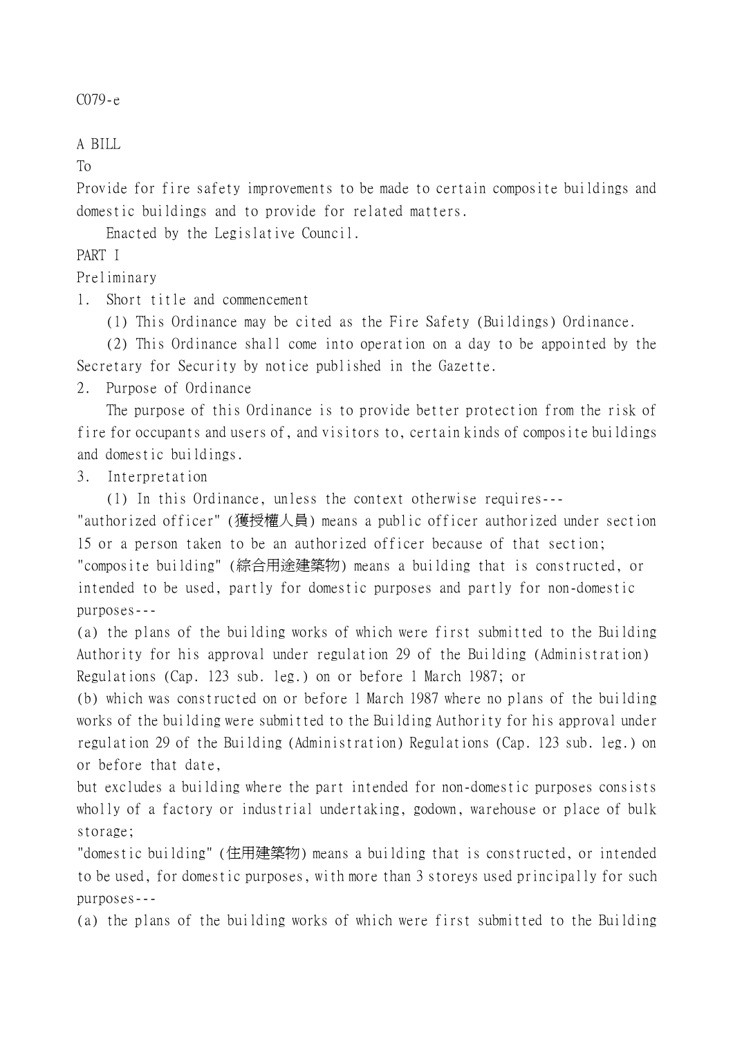C079-e

A BILL

To

Provide for fire safety improvements to be made to certain composite buildings and domestic buildings and to provide for related matters.

Enacted by the Legislative Council.

## PART I

## Preliminary

### 1. Short title and commencement

(1) This Ordinance may be cited as the Fire Safety (Buildings) Ordinance.

(2) This Ordinance shall come into operation on a day to be appointed by the Secretary for Security by notice published in the Gazette.

### 2. Purpose of Ordinance

The purpose of this Ordinance is to provide better protection from the risk of fire for occupants and users of, and visitors to, certain kinds of composite buildings and domestic buildings.

### 3. Interpretation

(1) In this Ordinance, unless the context otherwise requires---

"authorized officer" (獲授權人員) means a public officer authorized under section 15 or a person taken to be an authorized officer because of that section;

"composite building" (綜合用途建築物) means a building that is constructed, or intended to be used, partly for domestic purposes and partly for non-domestic purposes---

(a) the plans of the building works of which were first submitted to the Building Authority for his approval under regulation 29 of the Building (Administration) Regulations (Cap. 123 sub. leg.) on or before 1 March 1987; or

(b) which was constructed on or before 1 March 1987 where no plans of the building works of the building were submitted to the Building Authority for his approval under regulation 29 of the Building (Administration) Regulations (Cap. 123 sub. leg.) on or before that date,

but excludes a building where the part intended for non-domestic purposes consists wholly of a factory or industrial undertaking, godown, warehouse or place of bulk storage;

"domestic building" (住用建築物) means a building that is constructed, or intended to be used, for domestic purposes, with more than 3 storeys used principally for such purposes---

(a) the plans of the building works of which were first submitted to the Building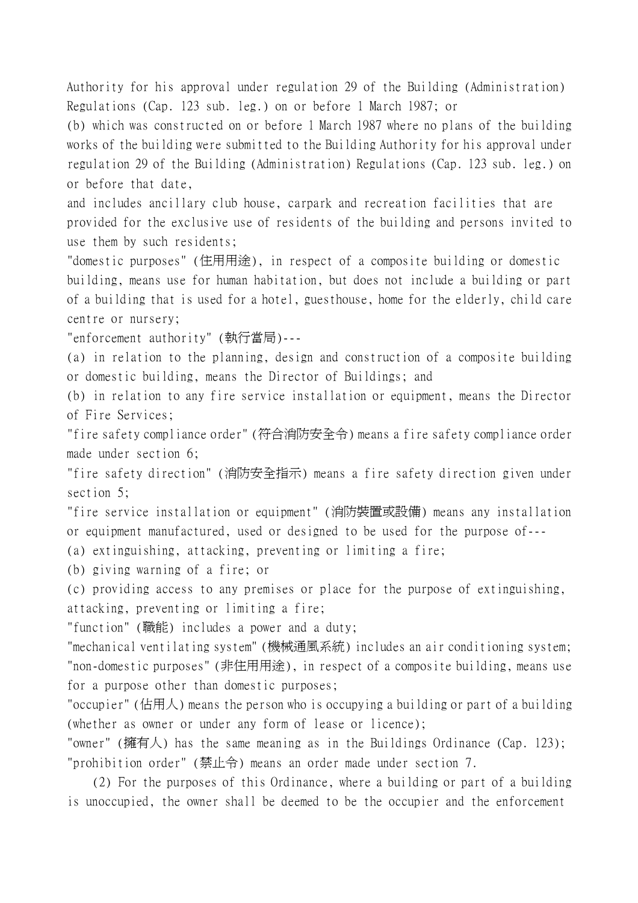Authority for his approval under regulation 29 of the Building (Administration) Regulations (Cap. 123 sub. leg.) on or before 1 March 1987; or

(b) which was constructed on or before 1 March 1987 where no plans of the building works of the building were submitted to the Building Authority for his approval under regulation 29 of the Building (Administration) Regulations (Cap. 123 sub. leg.) on or before that date,

and includes ancillary club house, carpark and recreation facilities that are provided for the exclusive use of residents of the building and persons invited to use them by such residents;

"domestic purposes" (住用用途), in respect of a composite building or domestic building, means use for human habitation, but does not include a building or part of a building that is used for a hotel, guesthouse, home for the elderly, child care centre or nursery;

"enforcement authority" (執行當局)---

(a) in relation to the planning, design and construction of a composite building or domestic building, means the Director of Buildings; and

(b) in relation to any fire service installation or equipment, means the Director of Fire Services;

"fire safety compliance order" (符合消防安全令) means a fire safety compliance order made under section 6;

"fire safety direction" (消防安全指示) means a fire safety direction given under section 5;

"fire service installation or equipment" (消防裝置或設備) means any installation or equipment manufactured, used or designed to be used for the purpose of---

(a) extinguishing, attacking, preventing or limiting a fire;

(b) giving warning of a fire; or

(c) providing access to any premises or place for the purpose of extinguishing, attacking, preventing or limiting a fire;

"function" (職能) includes a power and a duty;

"mechanical ventilating system" (機械通風系統) includes an air conditioning system;

"non-domestic purposes" (非住用用途), in respect of a composite building, means use for a purpose other than domestic purposes;

"occupier" (佔用人) means the person who is occupying a building or part of a building (whether as owner or under any form of lease or licence);

"owner" (擁有人) has the same meaning as in the Buildings Ordinance (Cap. 123);

"prohibition order" (禁止令) means an order made under section 7.

(2) For the purposes of this Ordinance, where a building or part of a building is unoccupied, the owner shall be deemed to be the occupier and the enforcement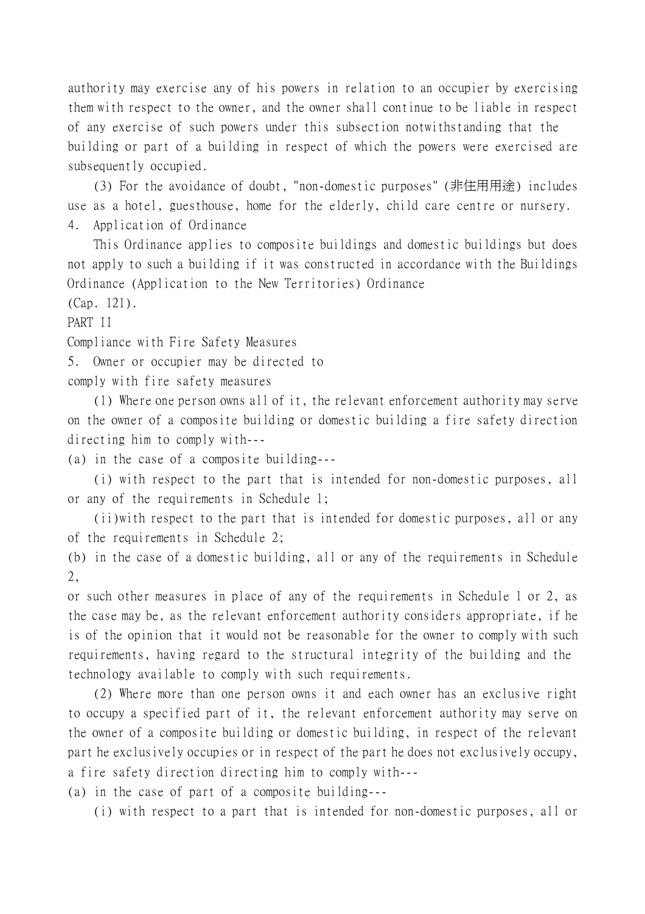authority may exercise any of his powers in relation to an occupier by exercising them with respect to the owner, and the owner shall continue to be liable in respect of any exercise of such powers under this subsection notwithstanding that the building or part of a building in respect of which the powers were exercised are subsequently occupied.

(3) For the avoidance of doubt, "non-domestic purposes" (非住用用途) includes use as a hotel, guesthouse, home for the elderly, child care centre or nursery.

4. Application of Ordinance

This Ordinance applies to composite buildings and domestic buildings but does not apply to such a building if it was constructed in accordance with the Buildings Ordinance (Application to the New Territories) Ordinance (Cap. 121).

PART II

Compliance with Fire Safety Measures

5. Owner or occupier may be directed to comply with fire safety measures

(1) Where one person owns all of it, the relevant enforcement authority may serve on the owner of a composite building or domestic building a fire safety direction directing him to comply with---

(a) in the case of a composite building---

(i) with respect to the part that is intended for non-domestic purposes, all or any of the requirements in Schedule 1;

(ii) with respect to the part that is intended for domestic purposes, all or any of the requirements in Schedule 2;

(b) in the case of a domestic building, all or any of the requirements in Schedule 2,

or such other measures in place of any of the requirements in Schedule 1 or 2, as the case may be, as the relevant enforcement authority considers appropriate, if he is of the opinion that it would not be reasonable for the owner to comply with such requirements, having regard to the structural integrity of the building and the technology available to comply with such requirements.

(2) Where more than one person owns it and each owner has an exclusive right to occupy a specified part of it, the relevant enforcement authority may serve on the owner of a composite building or domestic building, in respect of the relevant part he exclusively occupies or in respect of the part he does not exclusively occupy, a fire safety direction directing him to comply with---

(a) in the case of part of a composite building---

(i) with respect to a part that is intended for non-domestic purposes, all or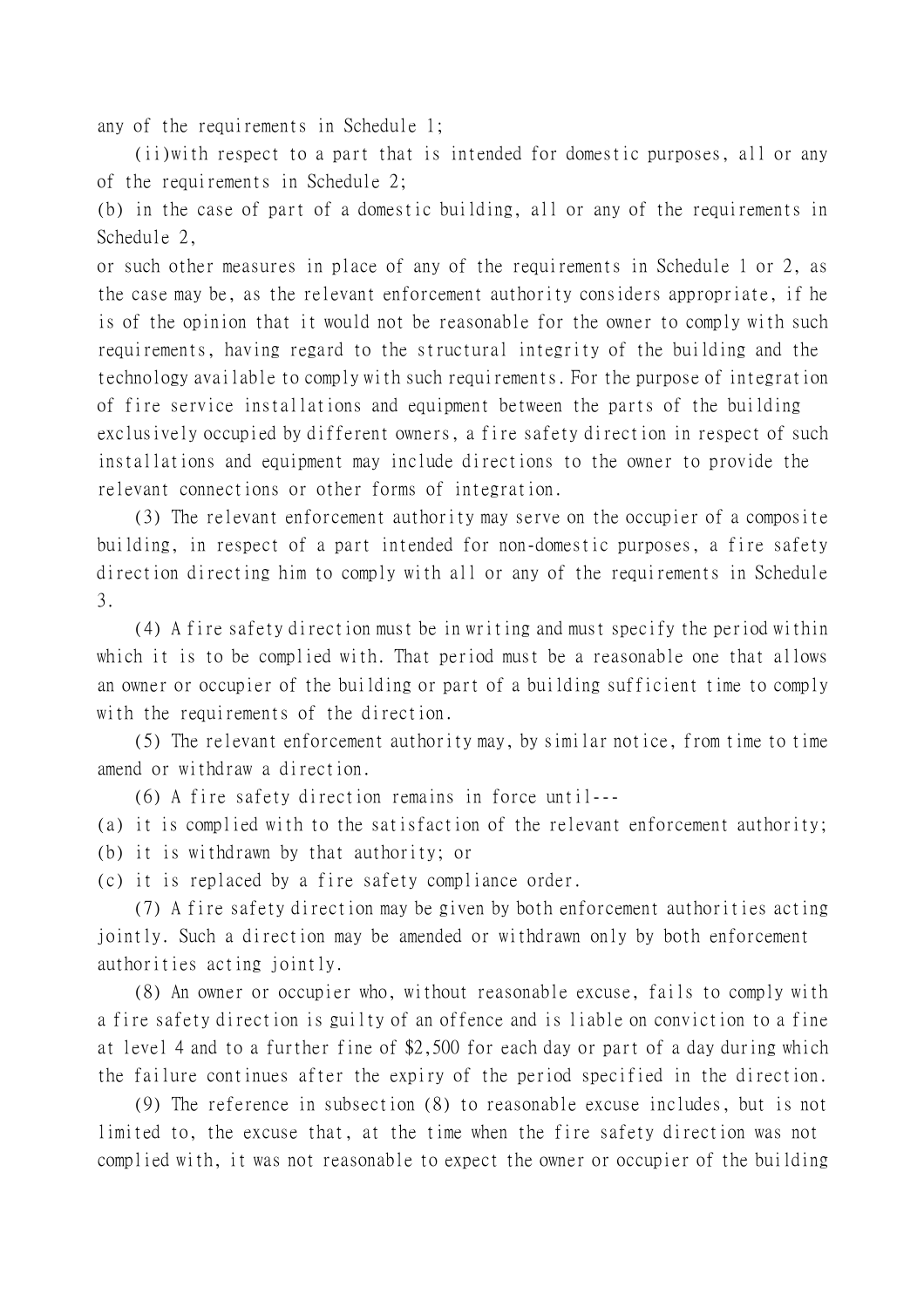any of the requirements in Schedule 1;

(ii)with respect to a part that is intended for domestic purposes, all or any of the requirements in Schedule 2;

(b) in the case of part of a domestic building, all or any of the requirements in Schedule 2,

or such other measures in place of any of the requirements in Schedule 1 or 2, as the case may be, as the relevant enforcement authority considers appropriate, if he is of the opinion that it would not be reasonable for the owner to comply with such requirements, having regard to the structural integrity of the building and the technology available to comply with such requirements. For the purpose of integration of fire service installations and equipment between the parts of the building exclusively occupied by different owners, a fire safety direction in respect of such installations and equipment may include directions to the owner to provide the relevant connections or other forms of integration.

(3) The relevant enforcement authority may serve on the occupier of a composite building, in respect of a part intended for non-domestic purposes, a fire safety direction directing him to comply with all or any of the requirements in Schedule 3.

(4) A fire safety direction must be in writing and must specify the period within which it is to be complied with. That period must be a reasonable one that allows an owner or occupier of the building or part of a building sufficient time to comply with the requirements of the direction.

(5) The relevant enforcement authority may, by similar notice, from time to time amend or withdraw a direction.

(6) A fire safety direction remains in force until---

(a) it is complied with to the satisfaction of the relevant enforcement authority;

(b) it is withdrawn by that authority; or

(c) it is replaced by a fire safety compliance order.

(7) A fire safety direction may be given by both enforcement authorities acting jointly. Such a direction may be amended or withdrawn only by both enforcement authorities acting jointly.

(8) An owner or occupier who, without reasonable excuse, fails to comply with a fire safety direction is guilty of an offence and is liable on conviction to a fine at level 4 and to a further fine of $2,500 for each day or part of a day during which the failure continues after the expiry of the period specified in the direction.

(9) The reference in subsection (8) to reasonable excuse includes, but is not limited to, the excuse that, at the time when the fire safety direction was not complied with, it was not reasonable to expect the owner or occupier of the building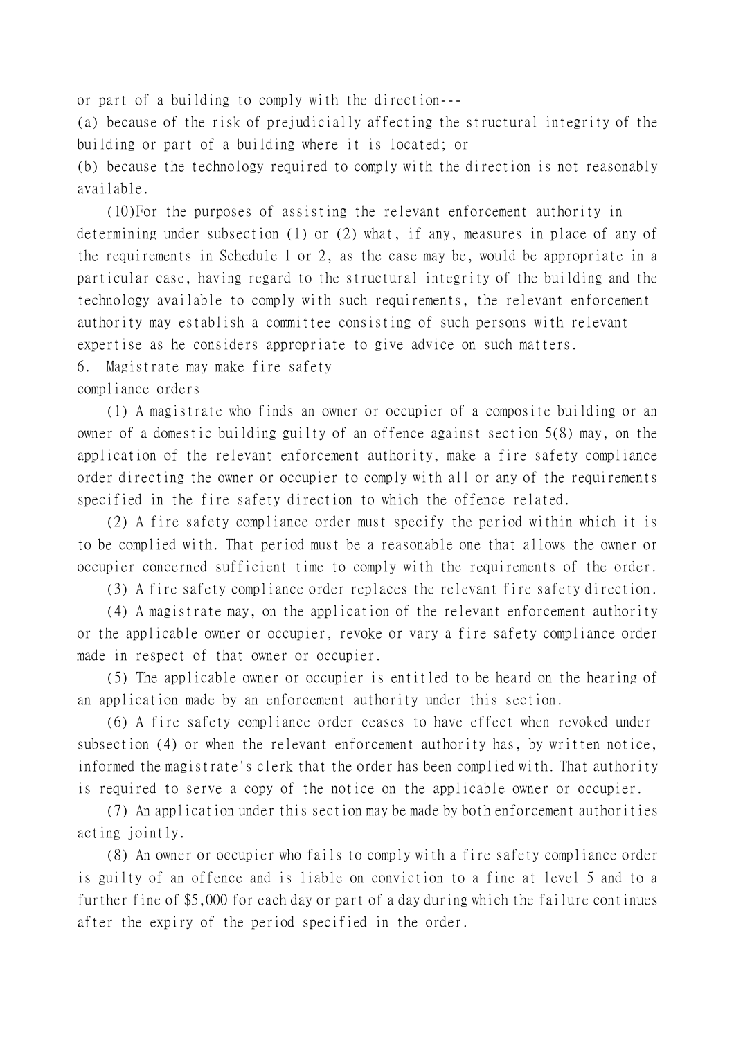or part of a building to comply with the direction---

(a) because of the risk of prejudicially affecting the structural integrity of the building or part of a building where it is located; or

(b) because the technology required to comply with the direction is not reasonably available.

(10)For the purposes of assisting the relevant enforcement authority in determining under subsection (1) or (2) what, if any, measures in place of any of the requirements in Schedule 1 or 2, as the case may be, would be appropriate in a particular case, having regard to the structural integrity of the building and the technology available to comply with such requirements, the relevant enforcement authority may establish a committee consisting of such persons with relevant expertise as he considers appropriate to give advice on such matters.

6. Magistrate may make fire safety compliance orders

(1) A magistrate who finds an owner or occupier of a composite building or an owner of a domestic building guilty of an offence against section 5(8) may, on the application of the relevant enforcement authority, make a fire safety compliance order directing the owner or occupier to comply with all or any of the requirements specified in the fire safety direction to which the offence related.

(2) A fire safety compliance order must specify the period within which it is to be complied with. That period must be a reasonable one that allows the owner or occupier concerned sufficient time to comply with the requirements of the order.

(3) A fire safety compliance order replaces the relevant fire safety direction.

(4) A magistrate may, on the application of the relevant enforcement authority or the applicable owner or occupier, revoke or vary a fire safety compliance order made in respect of that owner or occupier.

(5) The applicable owner or occupier is entitled to be heard on the hearing of an application made by an enforcement authority under this section.

(6) A fire safety compliance order ceases to have effect when revoked under subsection (4) or when the relevant enforcement authority has, by written notice, informed the magistrate's clerk that the order has been complied with. That authority is required to serve a copy of the notice on the applicable owner or occupier.

(7) An application under this section may be made by both enforcement authorities acting jointly.

(8) An owner or occupier who fails to comply with a fire safety compliance order is guilty of an offence and is liable on conviction to a fine at level 5 and to a further fine of $5,000 for each day or part of a day during which the failure continues after the expiry of the period specified in the order.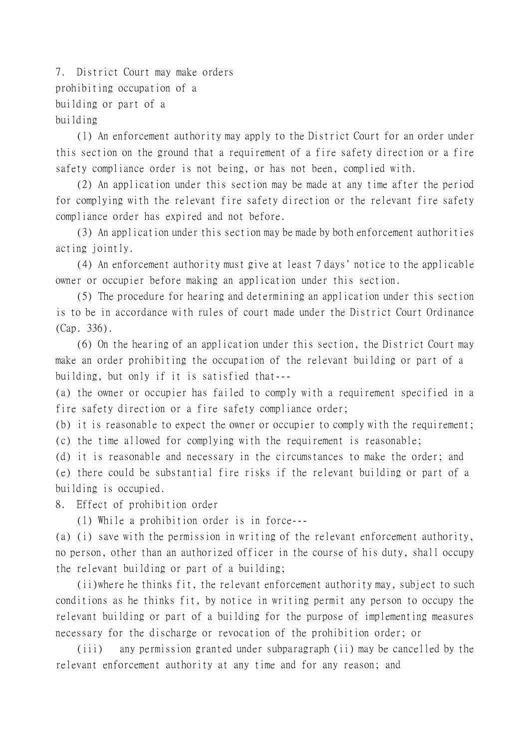## 7. District Court may make orders prohibiting occupation of a building or part of a building

(1) An enforcement authority may apply to the District Court for an order under this section on the ground that a requirement of a fire safety direction or a fire safety compliance order is not being, or has not been, complied with.

(2) An application under this section may be made at any time after the period for complying with the relevant fire safety direction or the relevant fire safety compliance order has expired and not before.

(3) An application under this section may be made by both enforcement authorities acting jointly.

(4) An enforcement authority must give at least 7 days' notice to the applicable owner or occupier before making an application under this section.

(5) The procedure for hearing and determining an application under this section is to be in accordance with rules of court made under the District Court Ordinance (Cap. 336).

(6) On the hearing of an application under this section, the District Court may make an order prohibiting the occupation of the relevant building or part of a building, but only if it is satisfied that---

(a) the owner or occupier has failed to comply with a requirement specified in a fire safety direction or a fire safety compliance order;

(b) it is reasonable to expect the owner or occupier to comply with the requirement;

(c) the time allowed for complying with the requirement is reasonable;

(d) it is reasonable and necessary in the circumstances to make the order; and

(e) there could be substantial fire risks if the relevant building or part of a building is occupied.

## 8. Effect of prohibition order

(1) While a prohibition order is in force---

(a) (i) save with the permission in writing of the relevant enforcement authority, no person, other than an authorized officer in the course of his duty, shall occupy the relevant building or part of a building;

(ii) where he thinks fit, the relevant enforcement authority may, subject to such conditions as he thinks fit, by notice in writing permit any person to occupy the relevant building or part of a building for the purpose of implementing measures necessary for the discharge or revocation of the prohibition order; or

(iii) any permission granted under subparagraph (ii) may be cancelled by the relevant enforcement authority at any time and for any reason; and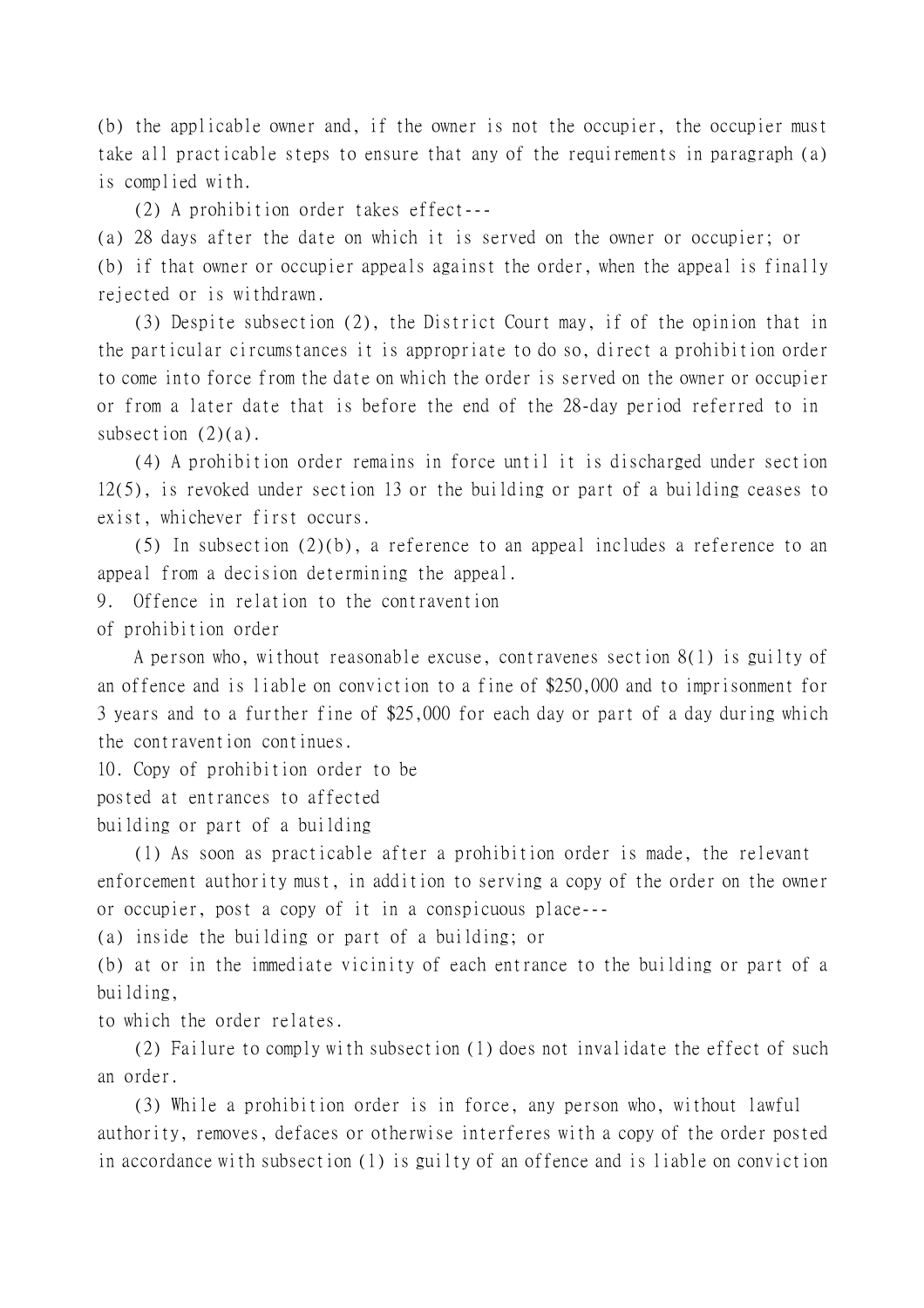(b) the applicable owner and, if the owner is not the occupier, the occupier must take all practicable steps to ensure that any of the requirements in paragraph (a) is complied with.

(2) A prohibition order takes effect---

(a) 28 days after the date on which it is served on the owner or occupier; or

(b) if that owner or occupier appeals against the order, when the appeal is finally rejected or is withdrawn.

(3) Despite subsection (2), the District Court may, if of the opinion that in the particular circumstances it is appropriate to do so, direct a prohibition order to come into force from the date on which the order is served on the owner or occupier or from a later date that is before the end of the 28-day period referred to in subsection (2)(a).

(4) A prohibition order remains in force until it is discharged under section 12(5), is revoked under section 13 or the building or part of a building ceases to exist, whichever first occurs.

(5) In subsection (2)(b), a reference to an appeal includes a reference to an appeal from a decision determining the appeal.

### 9. Offence in relation to the contravention of prohibition order

A person who, without reasonable excuse, contravenes section 8(1) is guilty of an offence and is liable on conviction to a fine of $250,000 and to imprisonment for 3 years and to a further fine of $25,000 for each day or part of a day during which the contravention continues.

### 10. Copy of prohibition order to be posted at entrances to affected building or part of a building

(1) As soon as practicable after a prohibition order is made, the relevant enforcement authority must, in addition to serving a copy of the order on the owner or occupier, post a copy of it in a conspicuous place---

(a) inside the building or part of a building; or

(b) at or in the immediate vicinity of each entrance to the building or part of a building,

to which the order relates.

(2) Failure to comply with subsection (1) does not invalidate the effect of such an order.

(3) While a prohibition order is in force, any person who, without lawful authority, removes, defaces or otherwise interferes with a copy of the order posted in accordance with subsection (1) is guilty of an offence and is liable on conviction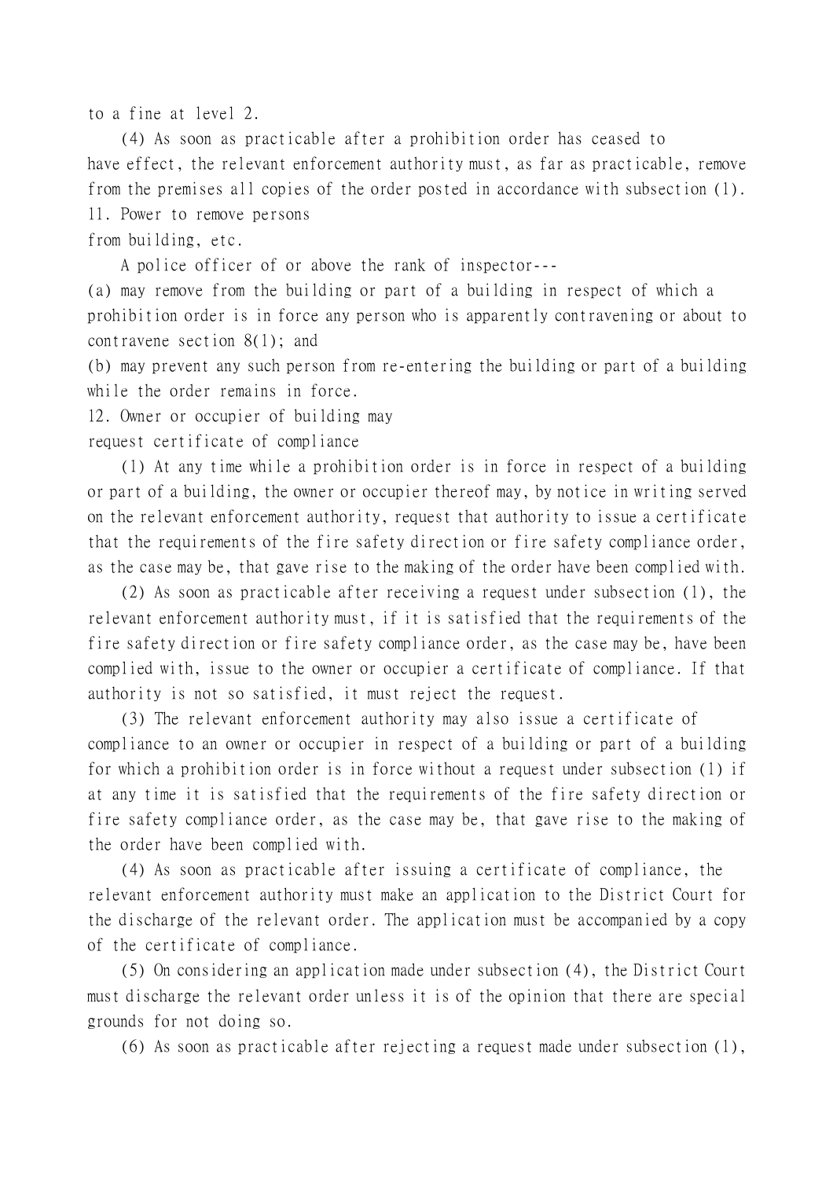to a fine at level 2.

(4) As soon as practicable after a prohibition order has ceased to have effect, the relevant enforcement authority must, as far as practicable, remove from the premises all copies of the order posted in accordance with subsection (1).

11. Power to remove persons from building, etc.

A police officer of or above the rank of inspector---

(a) may remove from the building or part of a building in respect of which a prohibition order is in force any person who is apparently contravening or about to contravene section 8(1); and

(b) may prevent any such person from re-entering the building or part of a building while the order remains in force.

12. Owner or occupier of building may request certificate of compliance

(1) At any time while a prohibition order is in force in respect of a building or part of a building, the owner or occupier thereof may, by notice in writing served on the relevant enforcement authority, request that authority to issue a certificate that the requirements of the fire safety direction or fire safety compliance order, as the case may be, that gave rise to the making of the order have been complied with.

(2) As soon as practicable after receiving a request under subsection (1), the relevant enforcement authority must, if it is satisfied that the requirements of the fire safety direction or fire safety compliance order, as the case may be, have been complied with, issue to the owner or occupier a certificate of compliance. If that authority is not so satisfied, it must reject the request.

(3) The relevant enforcement authority may also issue a certificate of compliance to an owner or occupier in respect of a building or part of a building for which a prohibition order is in force without a request under subsection (1) if at any time it is satisfied that the requirements of the fire safety direction or fire safety compliance order, as the case may be, that gave rise to the making of the order have been complied with.

(4) As soon as practicable after issuing a certificate of compliance, the relevant enforcement authority must make an application to the District Court for the discharge of the relevant order. The application must be accompanied by a copy of the certificate of compliance.

(5) On considering an application made under subsection (4), the District Court must discharge the relevant order unless it is of the opinion that there are special grounds for not doing so.

(6) As soon as practicable after rejecting a request made under subsection (1),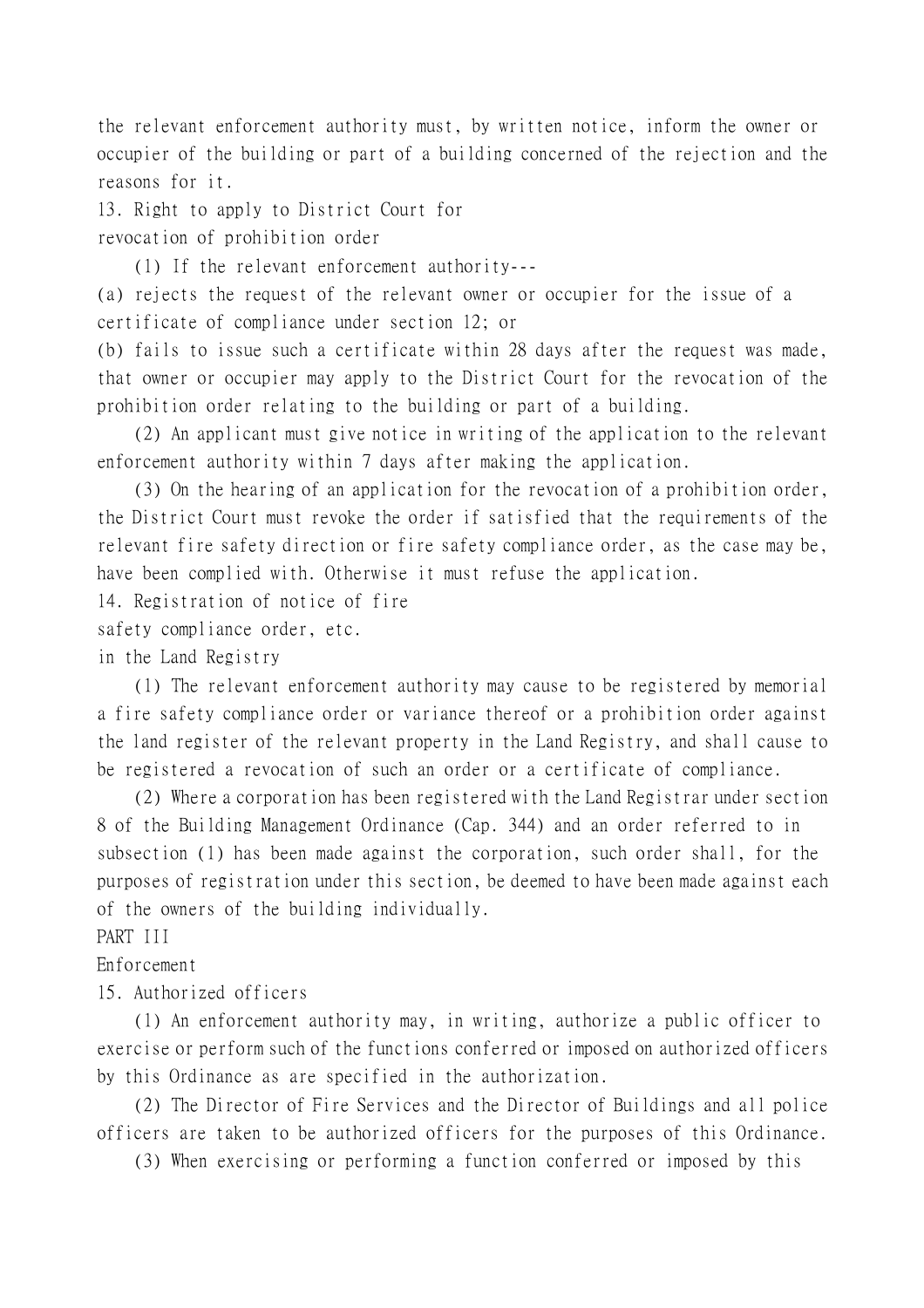the relevant enforcement authority must, by written notice, inform the owner or occupier of the building or part of a building concerned of the rejection and the reasons for it.

### 13. Right to apply to District Court for revocation of prohibition order

(1) If the relevant enforcement authority---

(a) rejects the request of the relevant owner or occupier for the issue of a certificate of compliance under section 12; or

(b) fails to issue such a certificate within 28 days after the request was made,

that owner or occupier may apply to the District Court for the revocation of the prohibition order relating to the building or part of a building.

(2) An applicant must give notice in writing of the application to the relevant enforcement authority within 7 days after making the application.

(3) On the hearing of an application for the revocation of a prohibition order, the District Court must revoke the order if satisfied that the requirements of the relevant fire safety direction or fire safety compliance order, as the case may be, have been complied with. Otherwise it must refuse the application.

### 14. Registration of notice of fire safety compliance order, etc. in the Land Registry

(1) The relevant enforcement authority may cause to be registered by memorial a fire safety compliance order or variance thereof or a prohibition order against the land register of the relevant property in the Land Registry, and shall cause to be registered a revocation of such an order or a certificate of compliance.

(2) Where a corporation has been registered with the Land Registrar under section 8 of the Building Management Ordinance (Cap. 344) and an order referred to in subsection (1) has been made against the corporation, such order shall, for the purposes of registration under this section, be deemed to have been made against each of the owners of the building individually.

## PART III

## Enforcement

### 15. Authorized officers

(1) An enforcement authority may, in writing, authorize a public officer to exercise or perform such of the functions conferred or imposed on authorized officers by this Ordinance as are specified in the authorization.

(2) The Director of Fire Services and the Director of Buildings and all police officers are taken to be authorized officers for the purposes of this Ordinance.

(3) When exercising or performing a function conferred or imposed by this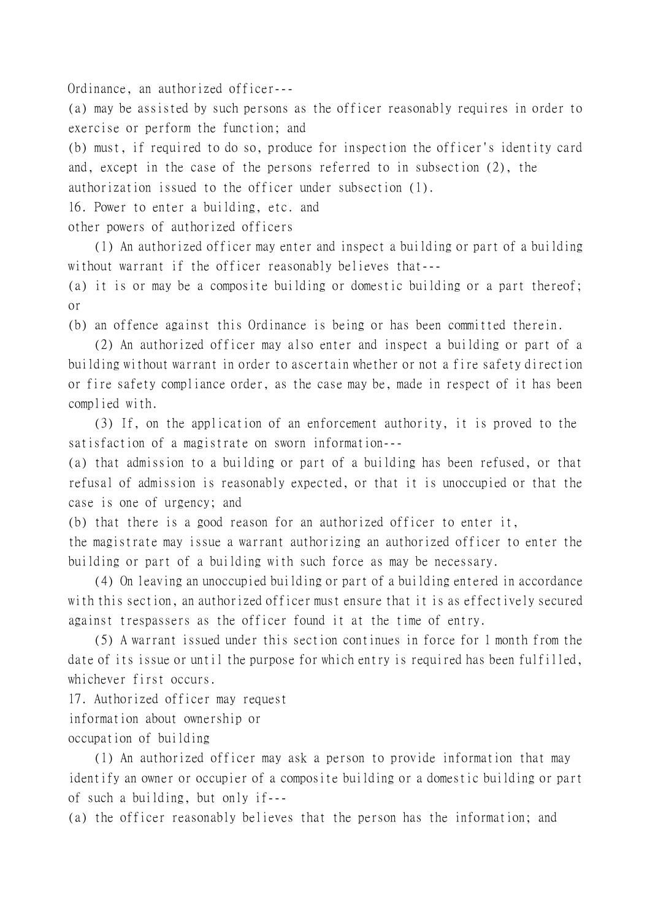Ordinance, an authorized officer---

(a) may be assisted by such persons as the officer reasonably requires in order to exercise or perform the function; and

(b) must, if required to do so, produce for inspection the officer's identity card and, except in the case of the persons referred to in subsection (2), the authorization issued to the officer under subsection (1).

**16. Power to enter a building, etc. and other powers of authorized officers**

(1) An authorized officer may enter and inspect a building or part of a building without warrant if the officer reasonably believes that---

(a) it is or may be a composite building or domestic building or a part thereof; or

(b) an offence against this Ordinance is being or has been committed therein.

(2) An authorized officer may also enter and inspect a building or part of a building without warrant in order to ascertain whether or not a fire safety direction or fire safety compliance order, as the case may be, made in respect of it has been complied with.

(3) If, on the application of an enforcement authority, it is proved to the satisfaction of a magistrate on sworn information---

(a) that admission to a building or part of a building has been refused, or that refusal of admission is reasonably expected, or that it is unoccupied or that the case is one of urgency; and

(b) that there is a good reason for an authorized officer to enter it,

the magistrate may issue a warrant authorizing an authorized officer to enter the building or part of a building with such force as may be necessary.

(4) On leaving an unoccupied building or part of a building entered in accordance with this section, an authorized officer must ensure that it is as effectively secured against trespassers as the officer found it at the time of entry.

(5) A warrant issued under this section continues in force for 1 month from the date of its issue or until the purpose for which entry is required has been fulfilled, whichever first occurs.

**17. Authorized officer may request information about ownership or occupation of building**

(1) An authorized officer may ask a person to provide information that may identify an owner or occupier of a composite building or a domestic building or part of such a building, but only if---

(a) the officer reasonably believes that the person has the information; and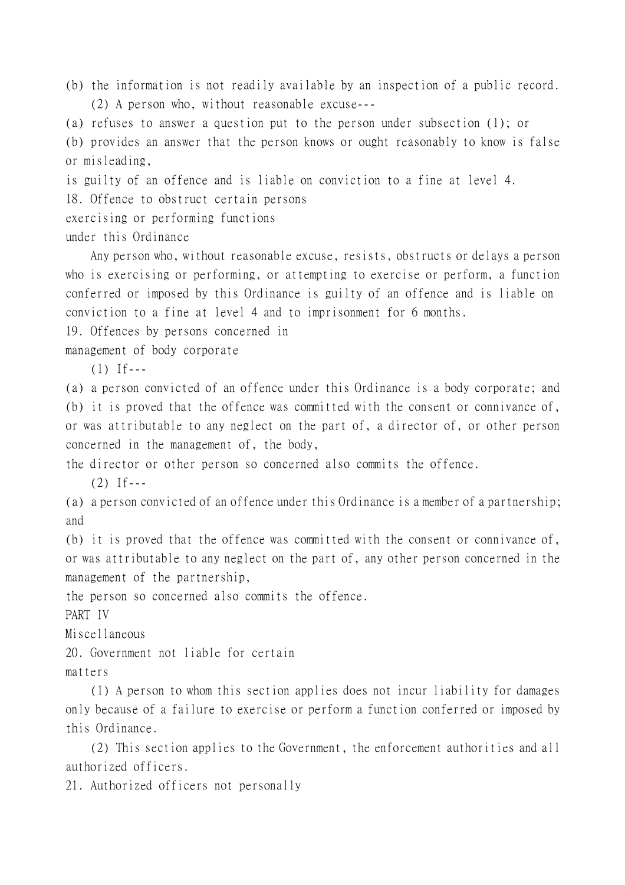(b) the information is not readily available by an inspection of a public record.

(2) A person who, without reasonable excuse---

(a) refuses to answer a question put to the person under subsection (1); or

(b) provides an answer that the person knows or ought reasonably to know is false or misleading,

is guilty of an offence and is liable on conviction to a fine at level 4.

18. Offence to obstruct certain persons exercising or performing functions under this Ordinance

Any person who, without reasonable excuse, resists, obstructs or delays a person who is exercising or performing, or attempting to exercise or perform, a function conferred or imposed by this Ordinance is guilty of an offence and is liable on conviction to a fine at level 4 and to imprisonment for 6 months.

19. Offences by persons concerned in management of body corporate

(1) If---

(a) a person convicted of an offence under this Ordinance is a body corporate; and

(b) it is proved that the offence was committed with the consent or connivance of, or was attributable to any neglect on the part of, a director of, or other person concerned in the management of, the body,

the director or other person so concerned also commits the offence.

(2) If---

(a) a person convicted of an offence under this Ordinance is a member of a partnership; and

(b) it is proved that the offence was committed with the consent or connivance of, or was attributable to any neglect on the part of, any other person concerned in the management of the partnership,

the person so concerned also commits the offence.

PART IV

Miscellaneous

20. Government not liable for certain matters

(1) A person to whom this section applies does not incur liability for damages only because of a failure to exercise or perform a function conferred or imposed by this Ordinance.

(2) This section applies to the Government, the enforcement authorities and all authorized officers.

21. Authorized officers not personally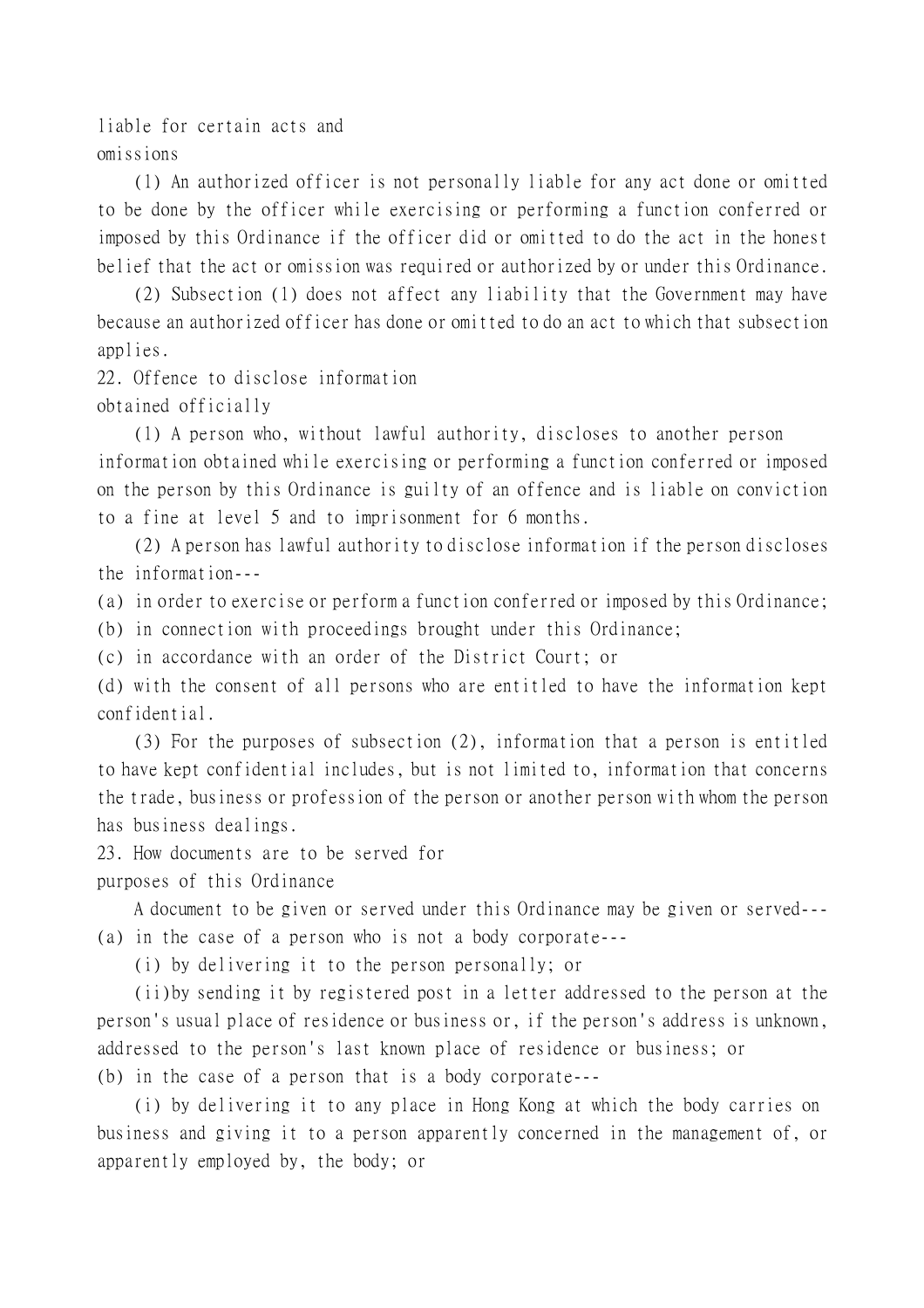liable for certain acts and omissions

(1) An authorized officer is not personally liable for any act done or omitted to be done by the officer while exercising or performing a function conferred or imposed by this Ordinance if the officer did or omitted to do the act in the honest belief that the act or omission was required or authorized by or under this Ordinance.

(2) Subsection (1) does not affect any liability that the Government may have because an authorized officer has done or omitted to do an act to which that subsection applies.

22. Offence to disclose information obtained officially

(1) A person who, without lawful authority, discloses to another person information obtained while exercising or performing a function conferred or imposed on the person by this Ordinance is guilty of an offence and is liable on conviction to a fine at level 5 and to imprisonment for 6 months.

(2) A person has lawful authority to disclose information if the person discloses the information---

(a) in order to exercise or perform a function conferred or imposed by this Ordinance;

(b) in connection with proceedings brought under this Ordinance;

(c) in accordance with an order of the District Court; or

(d) with the consent of all persons who are entitled to have the information kept confidential.

(3) For the purposes of subsection (2), information that a person is entitled to have kept confidential includes, but is not limited to, information that concerns the trade, business or profession of the person or another person with whom the person has business dealings.

23. How documents are to be served for purposes of this Ordinance

A document to be given or served under this Ordinance may be given or served---

(a) in the case of a person who is not a body corporate---

(i) by delivering it to the person personally; or

(ii)by sending it by registered post in a letter addressed to the person at the person's usual place of residence or business or, if the person's address is unknown, addressed to the person's last known place of residence or business; or

(b) in the case of a person that is a body corporate---

(i) by delivering it to any place in Hong Kong at which the body carries on business and giving it to a person apparently concerned in the management of, or apparently employed by, the body; or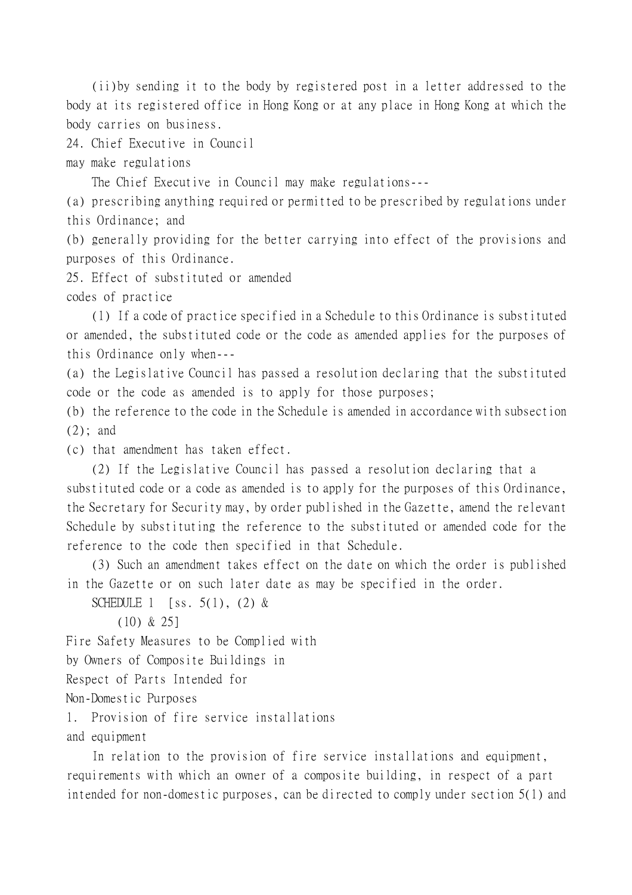(ii)by sending it to the body by registered post in a letter addressed to the body at its registered office in Hong Kong or at any place in Hong Kong at which the body carries on business.

### 24. Chief Executive in Council may make regulations

The Chief Executive in Council may make regulations---

(a) prescribing anything required or permitted to be prescribed by regulations under this Ordinance; and

(b) generally providing for the better carrying into effect of the provisions and purposes of this Ordinance.

### 25. Effect of substituted or amended codes of practice

(1) If a code of practice specified in a Schedule to this Ordinance is substituted or amended, the substituted code or the code as amended applies for the purposes of this Ordinance only when---

(a) the Legislative Council has passed a resolution declaring that the substituted code or the code as amended is to apply for those purposes;

(b) the reference to the code in the Schedule is amended in accordance with subsection (2); and

(c) that amendment has taken effect.

(2) If the Legislative Council has passed a resolution declaring that a substituted code or a code as amended is to apply for the purposes of this Ordinance, the Secretary for Security may, by order published in the Gazette, amend the relevant Schedule by substituting the reference to the substituted or amended code for the reference to the code then specified in that Schedule.

(3) Such an amendment takes effect on the date on which the order is published in the Gazette or on such later date as may be specified in the order.

## SCHEDULE 1 [ss. 5(1), (2) & (10) & 25]

## Fire Safety Measures to be Complied with by Owners of Composite Buildings in Respect of Parts Intended for Non-Domestic Purposes

### 1. Provision of fire service installations and equipment

In relation to the provision of fire service installations and equipment, requirements with which an owner of a composite building, in respect of a part intended for non-domestic purposes, can be directed to comply under section 5(1) and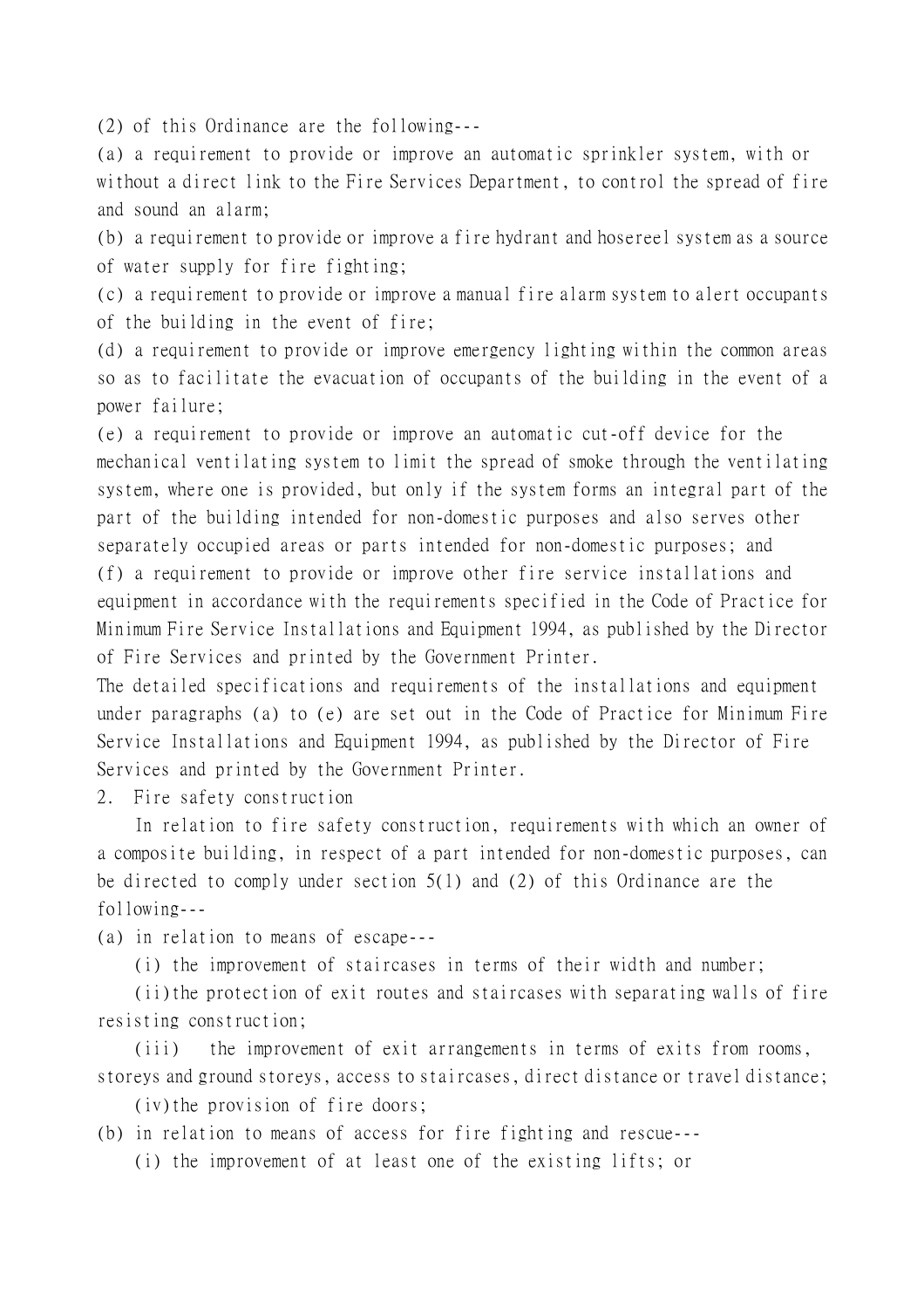(2) of this Ordinance are the following---

(a) a requirement to provide or improve an automatic sprinkler system, with or without a direct link to the Fire Services Department, to control the spread of fire and sound an alarm;

(b) a requirement to provide or improve a fire hydrant and hosereel system as a source of water supply for fire fighting;

(c) a requirement to provide or improve a manual fire alarm system to alert occupants of the building in the event of fire;

(d) a requirement to provide or improve emergency lighting within the common areas so as to facilitate the evacuation of occupants of the building in the event of a power failure;

(e) a requirement to provide or improve an automatic cut-off device for the mechanical ventilating system to limit the spread of smoke through the ventilating system, where one is provided, but only if the system forms an integral part of the part of the building intended for non-domestic purposes and also serves other separately occupied areas or parts intended for non-domestic purposes; and

(f) a requirement to provide or improve other fire service installations and equipment in accordance with the requirements specified in the Code of Practice for Minimum Fire Service Installations and Equipment 1994, as published by the Director of Fire Services and printed by the Government Printer.

The detailed specifications and requirements of the installations and equipment under paragraphs (a) to (e) are set out in the Code of Practice for Minimum Fire Service Installations and Equipment 1994, as published by the Director of Fire Services and printed by the Government Printer.

2. Fire safety construction

In relation to fire safety construction, requirements with which an owner of a composite building, in respect of a part intended for non-domestic purposes, can be directed to comply under section 5(1) and (2) of this Ordinance are the following---

(a) in relation to means of escape---

(i) the improvement of staircases in terms of their width and number;

(ii) the protection of exit routes and staircases with separating walls of fire resisting construction;

(iii) the improvement of exit arrangements in terms of exits from rooms, storeys and ground storeys, access to staircases, direct distance or travel distance;

(iv) the provision of fire doors;

(b) in relation to means of access for fire fighting and rescue---

(i) the improvement of at least one of the existing lifts; or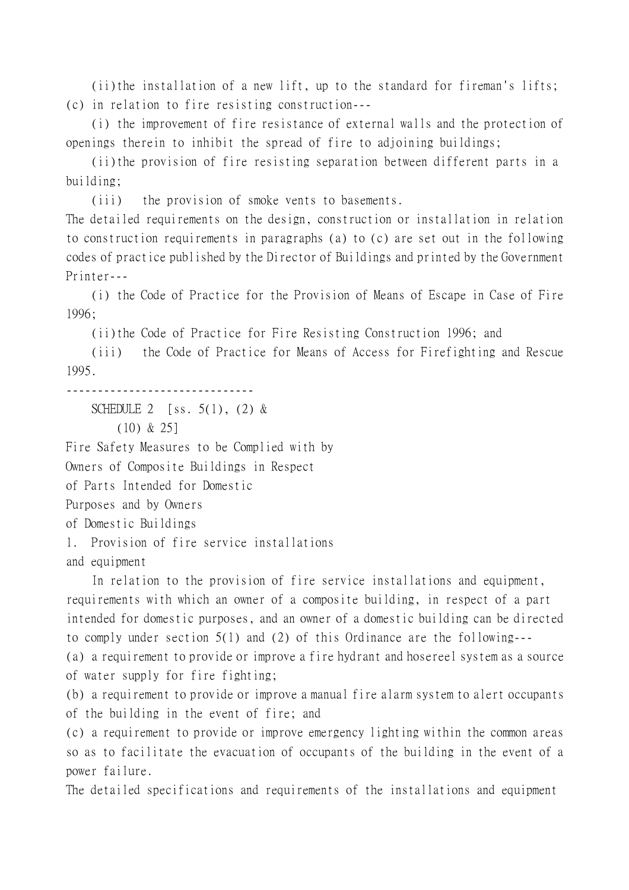(ii) the installation of a new lift, up to the standard for fireman's lifts;

(c) in relation to fire resisting construction---

(i) the improvement of fire resistance of external walls and the protection of openings therein to inhibit the spread of fire to adjoining buildings;

(ii) the provision of fire resisting separation between different parts in a building;

(iii) the provision of smoke vents to basements.

The detailed requirements on the design, construction or installation in relation to construction requirements in paragraphs (a) to (c) are set out in the following codes of practice published by the Director of Buildings and printed by the Government Printer---

(i) the Code of Practice for the Provision of Means of Escape in Case of Fire 1996;

(ii) the Code of Practice for Fire Resisting Construction 1996; and

(iii) the Code of Practice for Means of Access for Firefighting and Rescue 1995.

------------------------------

SCHEDULE 2 [ss. 5(1), (2) & (10) & 25]

Fire Safety Measures to be Complied with by Owners of Composite Buildings in Respect of Parts Intended for Domestic Purposes and by Owners of Domestic Buildings

1. Provision of fire service installations and equipment

In relation to the provision of fire service installations and equipment, requirements with which an owner of a composite building, in respect of a part intended for domestic purposes, and an owner of a domestic building can be directed to comply under section 5(1) and (2) of this Ordinance are the following---

(a) a requirement to provide or improve a fire hydrant and hosereel system as a source of water supply for fire fighting;

(b) a requirement to provide or improve a manual fire alarm system to alert occupants of the building in the event of fire; and

(c) a requirement to provide or improve emergency lighting within the common areas so as to facilitate the evacuation of occupants of the building in the event of a power failure.

The detailed specifications and requirements of the installations and equipment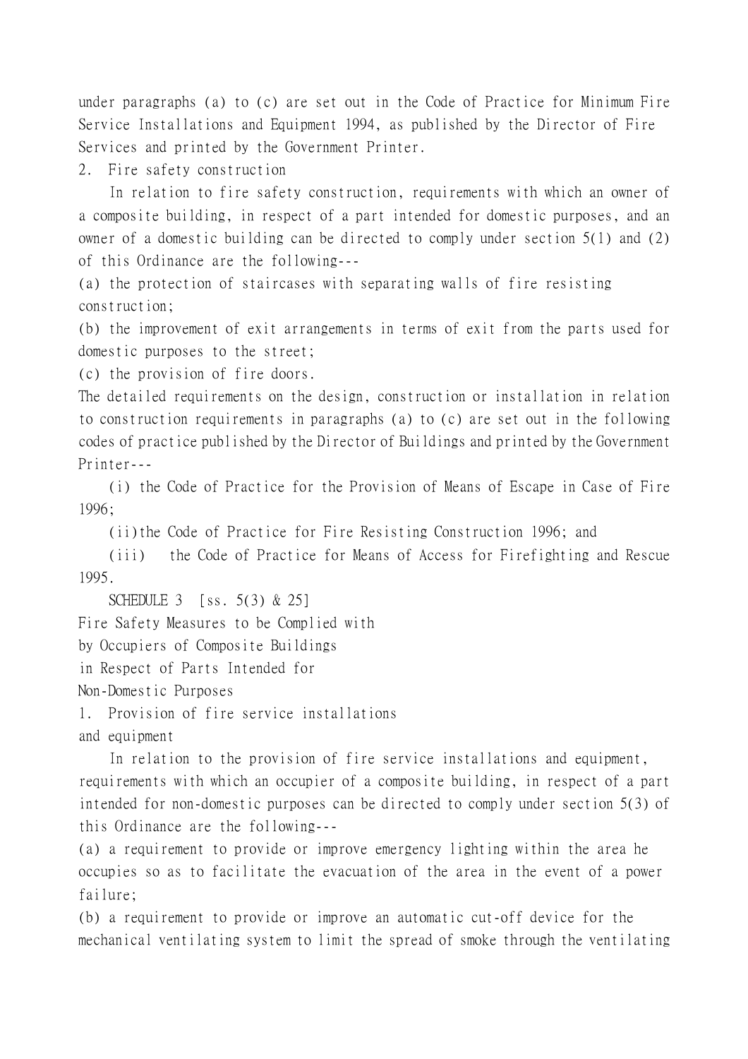under paragraphs (a) to (c) are set out in the Code of Practice for Minimum Fire Service Installations and Equipment 1994, as published by the Director of Fire Services and printed by the Government Printer.

2. Fire safety construction

In relation to fire safety construction, requirements with which an owner of a composite building, in respect of a part intended for domestic purposes, and an owner of a domestic building can be directed to comply under section 5(1) and (2) of this Ordinance are the following---

(a) the protection of staircases with separating walls of fire resisting construction;

(b) the improvement of exit arrangements in terms of exit from the parts used for domestic purposes to the street;

(c) the provision of fire doors.

The detailed requirements on the design, construction or installation in relation to construction requirements in paragraphs (a) to (c) are set out in the following codes of practice published by the Director of Buildings and printed by the Government Printer---

(i) the Code of Practice for the Provision of Means of Escape in Case of Fire 1996;

(ii) the Code of Practice for Fire Resisting Construction 1996; and

(iii) the Code of Practice for Means of Access for Firefighting and Rescue 1995.

SCHEDULE 3 [ss. 5(3) & 25]

Fire Safety Measures to be Complied with by Occupiers of Composite Buildings in Respect of Parts Intended for Non-Domestic Purposes

1. Provision of fire service installations and equipment

In relation to the provision of fire service installations and equipment, requirements with which an occupier of a composite building, in respect of a part intended for non-domestic purposes can be directed to comply under section 5(3) of this Ordinance are the following---

(a) a requirement to provide or improve emergency lighting within the area he occupies so as to facilitate the evacuation of the area in the event of a power failure;

(b) a requirement to provide or improve an automatic cut-off device for the mechanical ventilating system to limit the spread of smoke through the ventilating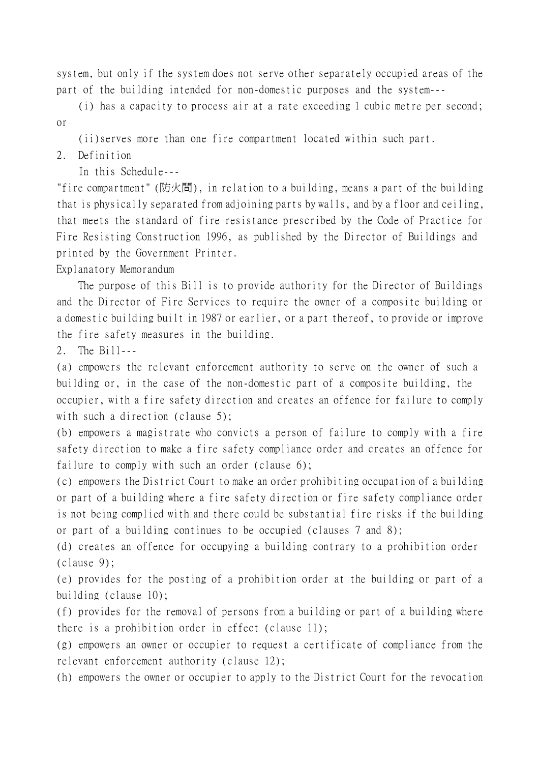system, but only if the system does not serve other separately occupied areas of the part of the building intended for non-domestic purposes and the system---

(i) has a capacity to process air at a rate exceeding 1 cubic metre per second; or

(ii)serves more than one fire compartment located within such part.

2. Definition

In this Schedule---

"fire compartment" (防火間), in relation to a building, means a part of the building that is physically separated from adjoining parts by walls, and by a floor and ceiling, that meets the standard of fire resistance prescribed by the Code of Practice for Fire Resisting Construction 1996, as published by the Director of Buildings and printed by the Government Printer.

Explanatory Memorandum

The purpose of this Bill is to provide authority for the Director of Buildings and the Director of Fire Services to require the owner of a composite building or a domestic building built in 1987 or earlier, or a part thereof, to provide or improve the fire safety measures in the building.

2. The Bill---

(a) empowers the relevant enforcement authority to serve on the owner of such a building or, in the case of the non-domestic part of a composite building, the occupier, with a fire safety direction and creates an offence for failure to comply with such a direction (clause 5);

(b) empowers a magistrate who convicts a person of failure to comply with a fire safety direction to make a fire safety compliance order and creates an offence for failure to comply with such an order (clause 6);

(c) empowers the District Court to make an order prohibiting occupation of a building or part of a building where a fire safety direction or fire safety compliance order is not being complied with and there could be substantial fire risks if the building or part of a building continues to be occupied (clauses 7 and 8);

(d) creates an offence for occupying a building contrary to a prohibition order (clause 9);

(e) provides for the posting of a prohibition order at the building or part of a building (clause 10);

(f) provides for the removal of persons from a building or part of a building where there is a prohibition order in effect (clause 11);

(g) empowers an owner or occupier to request a certificate of compliance from the relevant enforcement authority (clause 12);

(h) empowers the owner or occupier to apply to the District Court for the revocation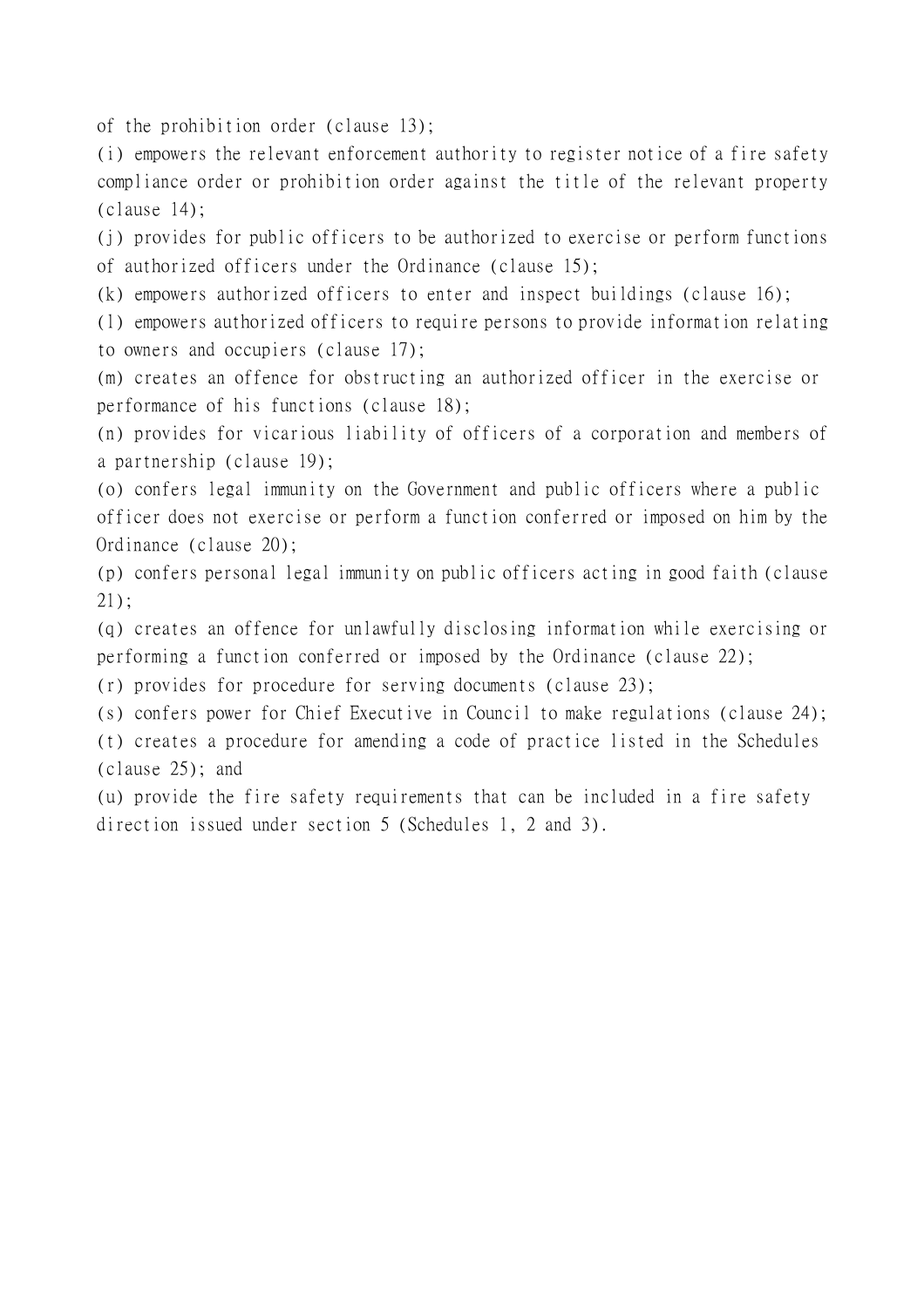of the prohibition order (clause 13);

(i) empowers the relevant enforcement authority to register notice of a fire safety compliance order or prohibition order against the title of the relevant property (clause 14);

(j) provides for public officers to be authorized to exercise or perform functions of authorized officers under the Ordinance (clause 15);

(k) empowers authorized officers to enter and inspect buildings (clause 16);

(l) empowers authorized officers to require persons to provide information relating to owners and occupiers (clause 17);

(m) creates an offence for obstructing an authorized officer in the exercise or performance of his functions (clause 18);

(n) provides for vicarious liability of officers of a corporation and members of a partnership (clause 19);

(o) confers legal immunity on the Government and public officers where a public officer does not exercise or perform a function conferred or imposed on him by the Ordinance (clause 20);

(p) confers personal legal immunity on public officers acting in good faith (clause 21);

(q) creates an offence for unlawfully disclosing information while exercising or performing a function conferred or imposed by the Ordinance (clause 22);

(r) provides for procedure for serving documents (clause 23);

(s) confers power for Chief Executive in Council to make regulations (clause 24);

(t) creates a procedure for amending a code of practice listed in the Schedules (clause 25); and

(u) provide the fire safety requirements that can be included in a fire safety direction issued under section 5 (Schedules 1, 2 and 3).